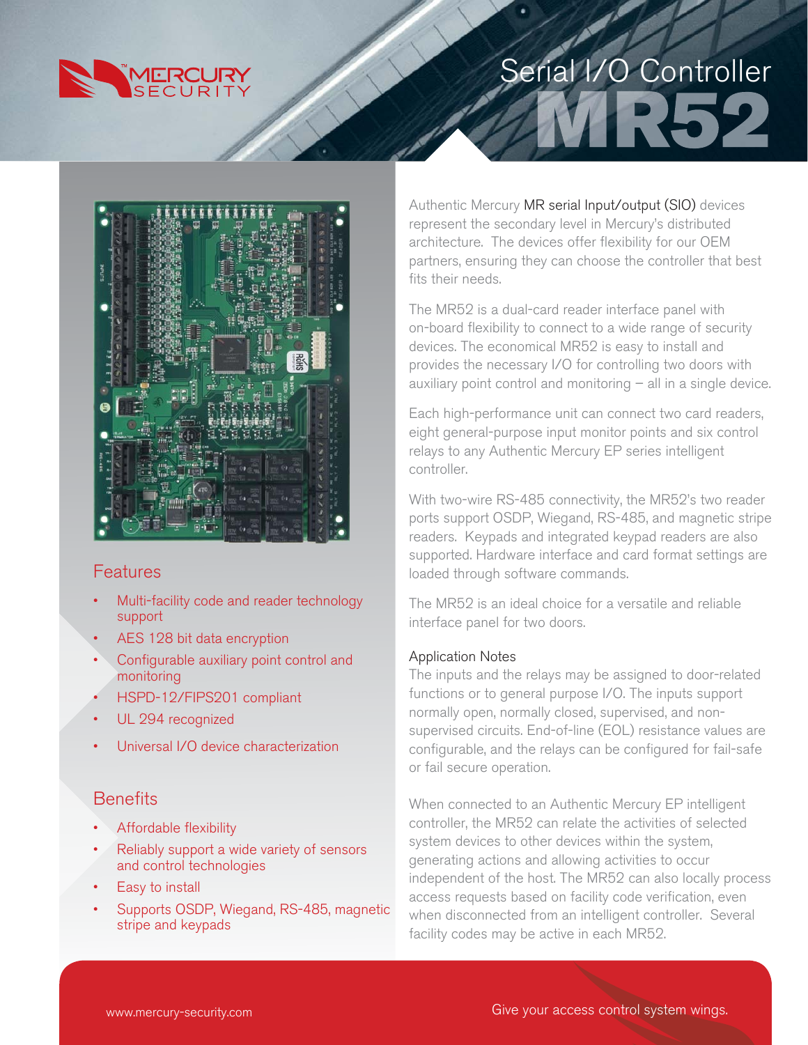# Serial I/O Controller MR52

Authentic Mercury MR serial Input/output (SIO) devices represent the secondary level in Mercury's distributed architecture. The devices offer flexibility for our OEM partners, ensuring they can choose the controller that best fits their needs.

The MR52 is a dual-card reader interface panel with on-board flexibility to connect to a wide range of security devices. The economical MR52 is easy to install and provides the necessary I/O for controlling two doors with auxiliary point control and monitoring – all in a single device.

Each high-performance unit can connect two card readers, eight general-purpose input monitor points and six control relays to any Authentic Mercury EP series intelligent controller.

With two-wire RS-485 connectivity, the MR52's two reader ports support OSDP, Wiegand, RS-485, and magnetic stripe readers. Keypads and integrated keypad readers are also supported. Hardware interface and card format settings are loaded through software commands.

The MR52 is an ideal choice for a versatile and reliable interface panel for two doors.

### Application Notes

The inputs and the relays may be assigned to door-related functions or to general purpose I/O. The inputs support normally open, normally closed, supervised, and non-supervised circuits. End-of-line (EOL) resistance values are configurable, and the relays can be configured for fail-safe or fail secure operation.

When connected to an Authentic Mercury EP intelligent controller, the MR52 can relate the activities of selected system devices to other devices within the system, generating actions and allowing activities to occur independent of the host. The MR52 can also locally process access requests based on facility code verification, even when disconnected from an intelligent controller. Several facility codes may be active in each MR52.

## Features

- Multi-facility code and reader technology support
- AES 128 bit data encryption
- Configurable auxiliary point control and monitoring
- HSPD-12/FIPS201 compliant
- UL 294 recognized
- Universal I/O device characterization

## Benefits

- Affordable flexibility
- Reliably support a wide variety of sensors and control technologies
- Easy to install
- Supports OSDP, Wiegand, RS-485, magnetic stripe and keypads

www.mercury-security.com

Give your access control system wings.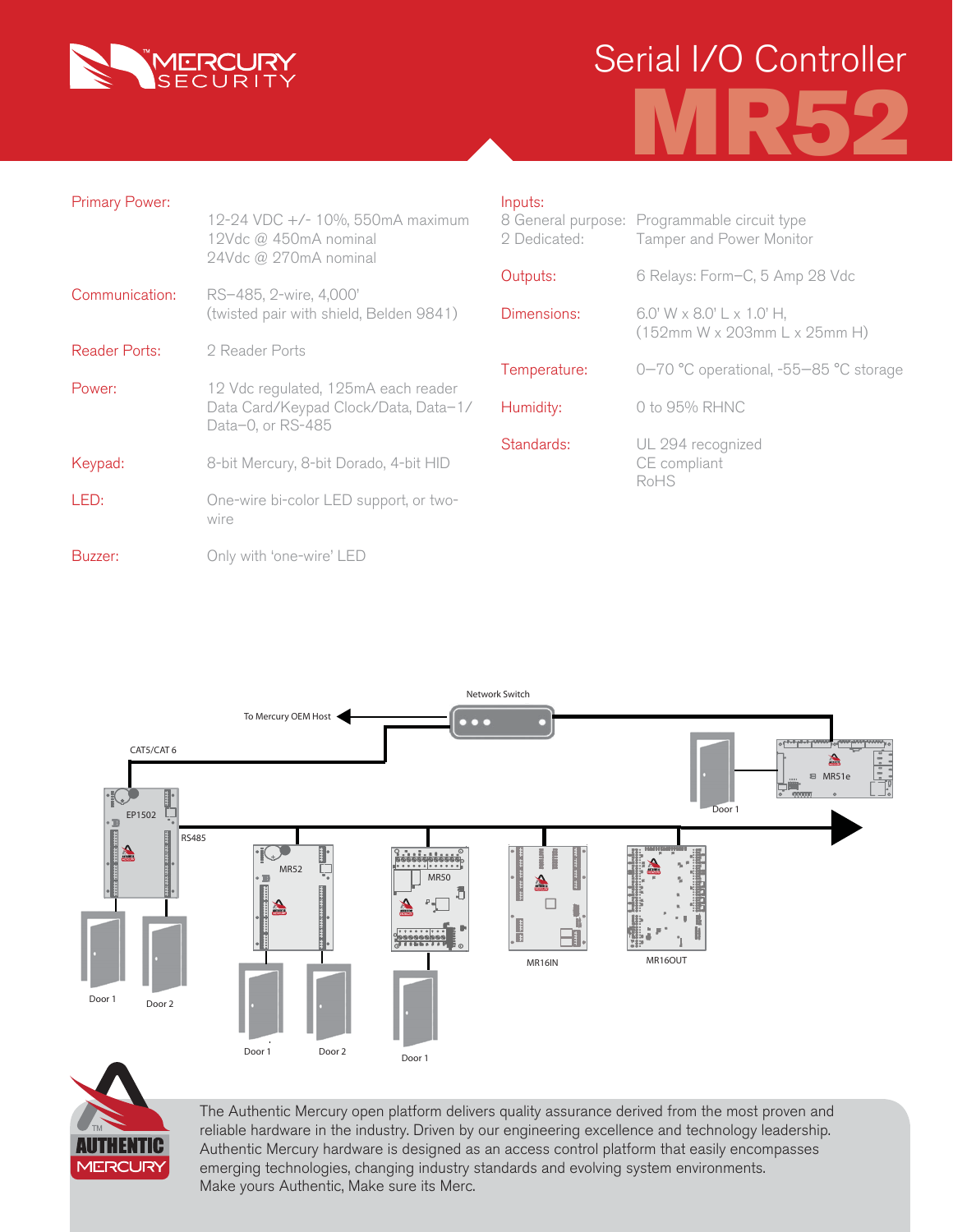# Serial I/O Controller

# MR52

| | |
|---|---|
| Primary Power: | 12-24 VDC +/- 10%, 550mA maximum<br>12Vdc @ 450mA nominal<br>24Vdc @ 270mA nominal |
| Communication: | RS–485, 2-wire, 4,000'<br>(twisted pair with shield, Belden 9841) |
| Reader Ports: | 2 Reader Ports |
| Power: | 12 Vdc regulated, 125mA each reader<br>Data Card/Keypad Clock/Data, Data–1/<br>Data–0, or RS-485 |
| Keypad: | 8-bit Mercury, 8-bit Dorado, 4-bit HID |
| LED: | One-wire bi-color LED support, or two-wire |
| Buzzer: | Only with 'one-wire' LED |

| | |
|---|---|
| Inputs: | |
| 8 General purpose: | Programmable circuit type |
| 2 Dedicated: | Tamper and Power Monitor |
| Outputs: | 6 Relays: Form–C, 5 Amp 28 Vdc |
| Dimensions: | 6.0' W x 8.0' L x 1.0' H,<br>(152mm W x 203mm L x 25mm H) |
| Temperature: | 0–70 °C operational, -55–85 °C storage |
| Humidity: | 0 to 95% RHNC |
| Standards: | UL 294 recognized<br>CE compliant<br>RoHS |

Network Switch
To Mercury OEM Host
CAT5/CAT 6
EP1502
RS485
MR52
MR50
MR16IN
MR16OUT
MR51e
Door 1
Door 2

The Authentic Mercury open platform delivers quality assurance derived from the most proven and reliable hardware in the industry. Driven by our engineering excellence and technology leadership. Authentic Mercury hardware is designed as an access control platform that easily encompasses emerging technologies, changing industry standards and evolving system environments.
Make yours Authentic, Make sure its Merc.